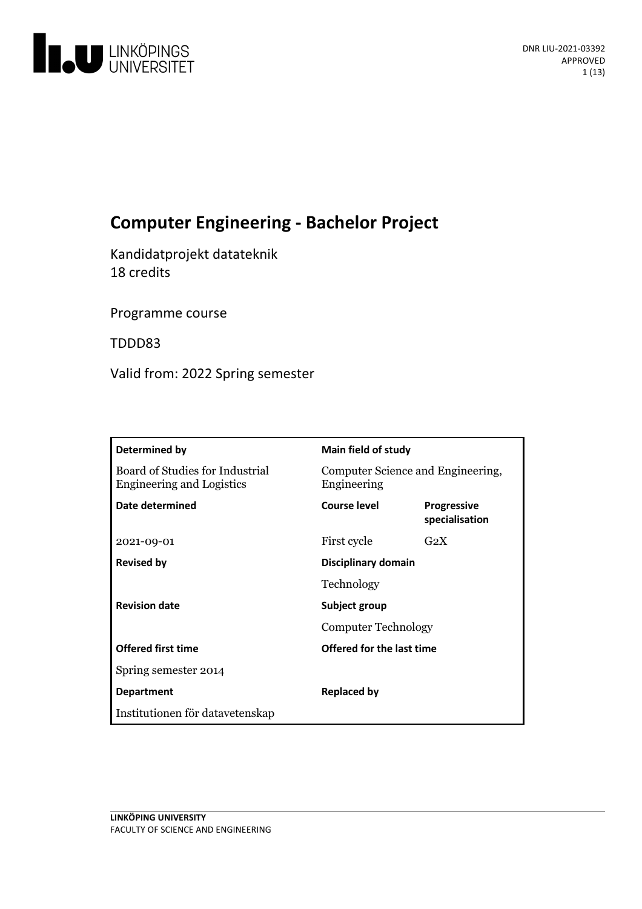DNR LIU-2021-03392
APPROVED

# Computer Engineering - Bachelor Project

Kandidatprojekt datateknik
18 credits

Programme course

TDDD83

Valid from: 2022 Spring semester

| Determined by | Main field of study | |
|---|---|---|
| Board of Studies for Industrial Engineering and Logistics | Computer Science and Engineering, Engineering | |
| **Date determined** | **Course level** | **Progressive specialisation** |
| 2021-09-01 | First cycle | G2X |
| **Revised by** | **Disciplinary domain** | |
| | Technology | |
| **Revision date** | **Subject group** | |
| | Computer Technology | |
| **Offered first time** | **Offered for the last time** | |
| Spring semester 2014 | | |
| **Department** | **Replaced by** | |
| Institutionen för datavetenskap | | |

LINKÖPING UNIVERSITY
FACULTY OF SCIENCE AND ENGINEERING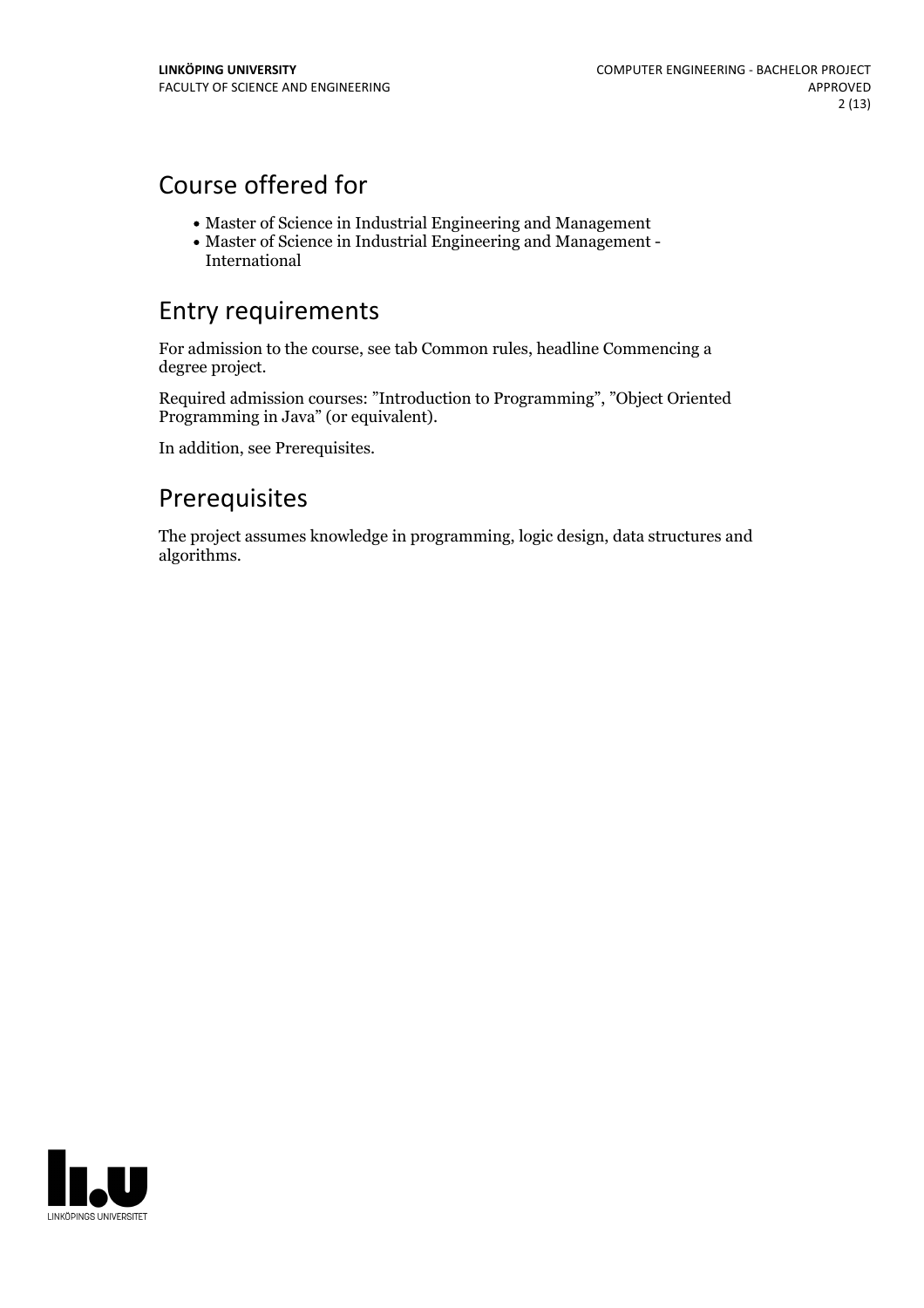## Course offered for

- Master of Science in Industrial Engineering and Management
- Master of Science in Industrial Engineering and Management - International

## Entry requirements

For admission to the course, see tab Common rules, headline Commencing a degree project.

Required admission courses: ”Introduction to Programming”, ”Object Oriented Programming in Java” (or equivalent).

In addition, see Prerequisites.

## Prerequisites

The project assumes knowledge in programming, logic design, data structures and algorithms.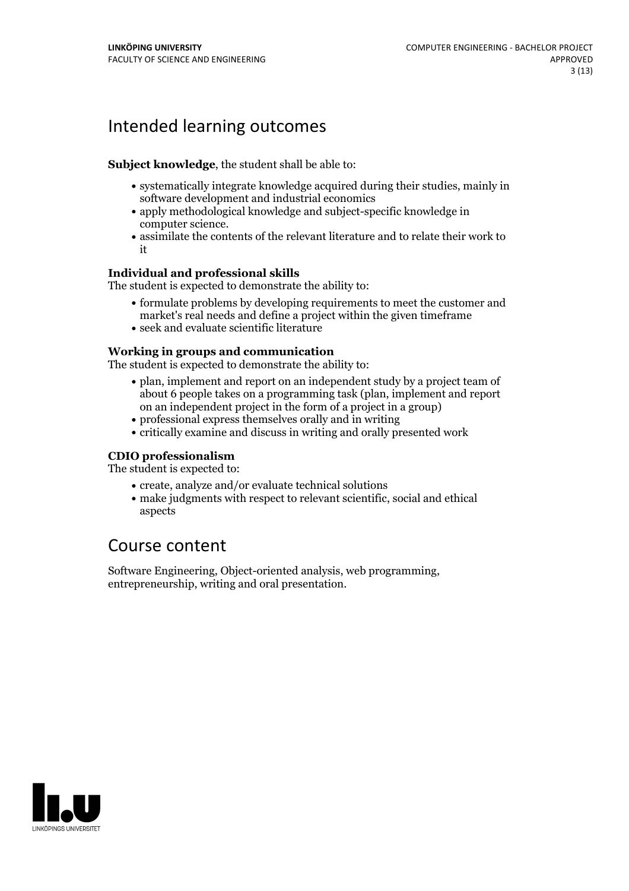# Intended learning outcomes

**Subject knowledge**, the student shall be able to:

- systematically integrate knowledge acquired during their studies, mainly in software development and industrial economics
- apply methodological knowledge and subject-specific knowledge in computer science.
- assimilate the contents of the relevant literature and to relate their work to it

**Individual and professional skills**
The student is expected to demonstrate the ability to:

- formulate problems by developing requirements to meet the customer and market's real needs and define a project within the given timeframe
- seek and evaluate scientific literature

**Working in groups and communication**
The student is expected to demonstrate the ability to:

- plan, implement and report on an independent study by a project team of about 6 people takes on a programming task (plan, implement and report on an independent project in the form of a project in a group)
- professional express themselves orally and in writing
- critically examine and discuss in writing and orally presented work

**CDIO professionalism**
The student is expected to:

- create, analyze and/or evaluate technical solutions
- make judgments with respect to relevant scientific, social and ethical aspects

# Course content

Software Engineering, Object-oriented analysis, web programming, entrepreneurship, writing and oral presentation.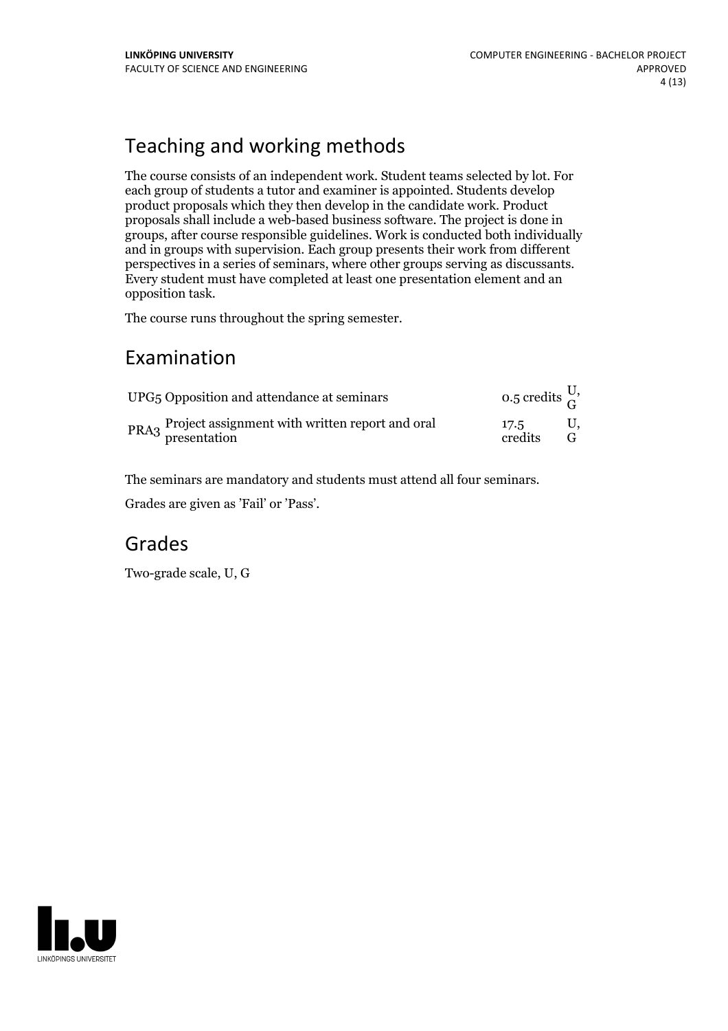## Teaching and working methods

The course consists of an independent work. Student teams selected by lot. For each group of students a tutor and examiner is appointed. Students develop product proposals which they then develop in the candidate work. Product proposals shall include a web-based business software. The project is done in groups, after course responsible guidelines. Work is conducted both individually and in groups with supervision. Each group presents their work from different perspectives in a series of seminars, where other groups serving as discussants. Every student must have completed at least one presentation element and an opposition task.

The course runs throughout the spring semester.

## Examination

| | | | |
|---|---|---|---|
| UPG5 | Opposition and attendance at seminars | 0.5 credits | U, G |
| PRA3 | Project assignment with written report and oral presentation | 17.5 credits | U, G |

The seminars are mandatory and students must attend all four seminars.

Grades are given as 'Fail' or 'Pass'.

## Grades

Two-grade scale, U, G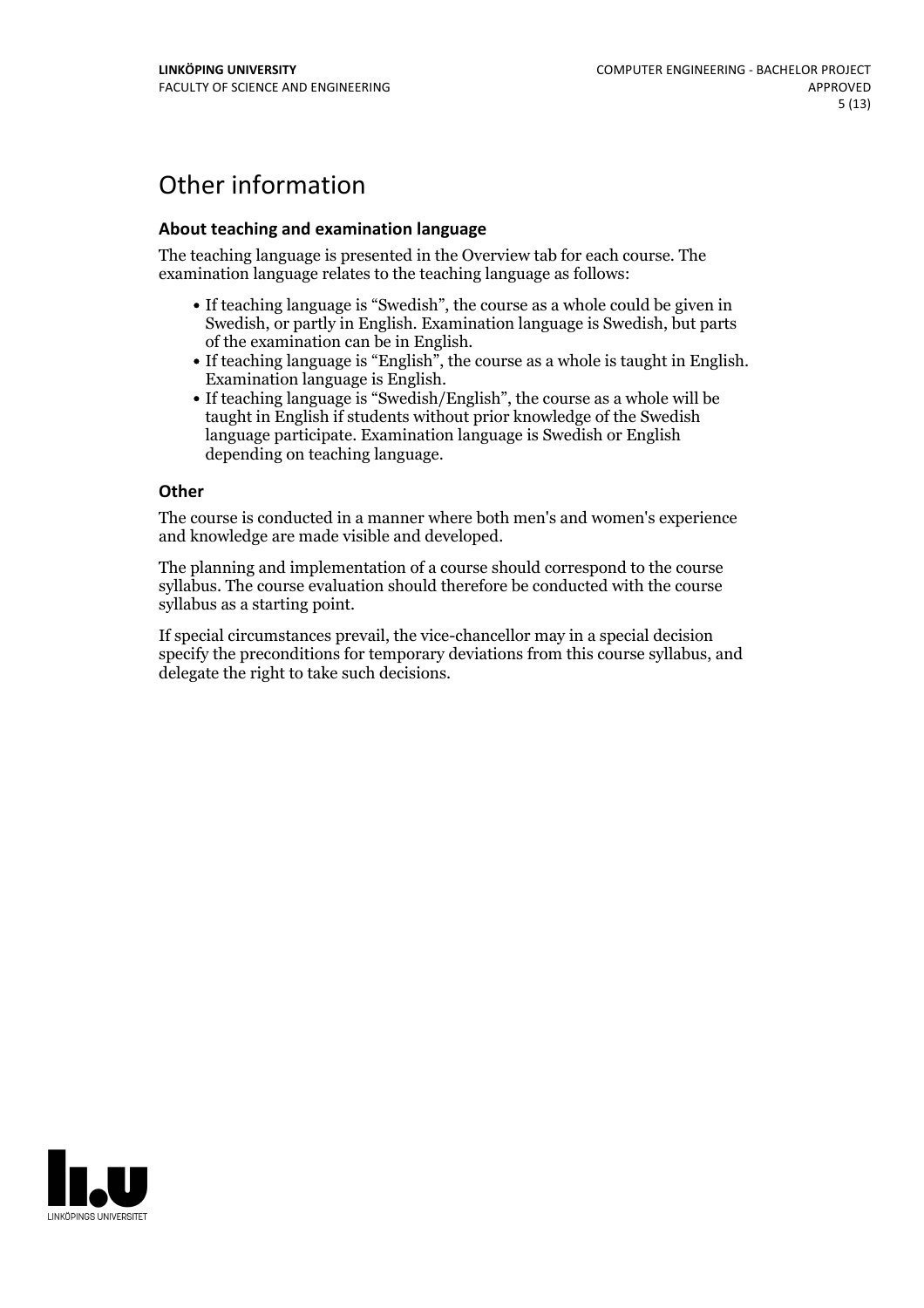# Other information

### About teaching and examination language

The teaching language is presented in the Overview tab for each course. The examination language relates to the teaching language as follows:

- If teaching language is "Swedish", the course as a whole could be given in Swedish, or partly in English. Examination language is Swedish, but parts of the examination can be in English.
- If teaching language is "English", the course as a whole is taught in English. Examination language is English.
- If teaching language is "Swedish/English", the course as a whole will be taught in English if students without prior knowledge of the Swedish language participate. Examination language is Swedish or English depending on teaching language.

### Other

The course is conducted in a manner where both men's and women's experience and knowledge are made visible and developed.

The planning and implementation of a course should correspond to the course syllabus. The course evaluation should therefore be conducted with the course syllabus as a starting point.

If special circumstances prevail, the vice-chancellor may in a special decision specify the preconditions for temporary deviations from this course syllabus, and delegate the right to take such decisions.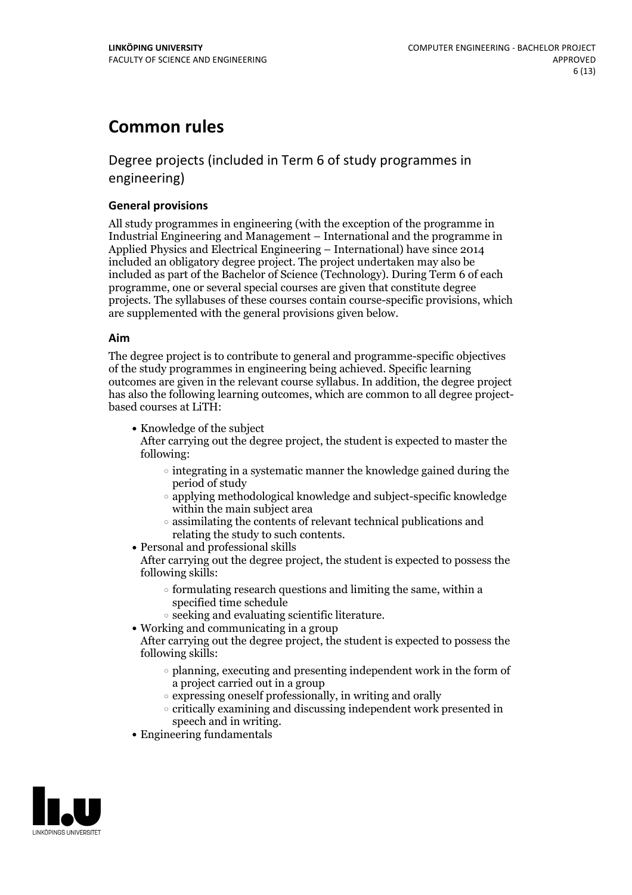# Common rules

## Degree projects (included in Term 6 of study programmes in engineering)

### General provisions

All study programmes in engineering (with the exception of the programme in Industrial Engineering and Management – International and the programme in Applied Physics and Electrical Engineering – International) have since 2014 included an obligatory degree project. The project undertaken may also be included as part of the Bachelor of Science (Technology). During Term 6 of each programme, one or several special courses are given that constitute degree projects. The syllabuses of these courses contain course-specific provisions, which are supplemented with the general provisions given below.

### Aim

The degree project is to contribute to general and programme-specific objectives of the study programmes in engineering being achieved. Specific learning outcomes are given in the relevant course syllabus. In addition, the degree project has also the following learning outcomes, which are common to all degree project-based courses at LiTH:

- Knowledge of the subject
  After carrying out the degree project, the student is expected to master the following:
  - integrating in a systematic manner the knowledge gained during the period of study
  - applying methodological knowledge and subject-specific knowledge within the main subject area
  - assimilating the contents of relevant technical publications and relating the study to such contents.
- Personal and professional skills
  After carrying out the degree project, the student is expected to possess the following skills:
  - formulating research questions and limiting the same, within a specified time schedule
  - seeking and evaluating scientific literature.
- Working and communicating in a group
  After carrying out the degree project, the student is expected to possess the following skills:
  - planning, executing and presenting independent work in the form of a project carried out in a group
  - expressing oneself professionally, in writing and orally
  - critically examining and discussing independent work presented in speech and in writing.
- Engineering fundamentals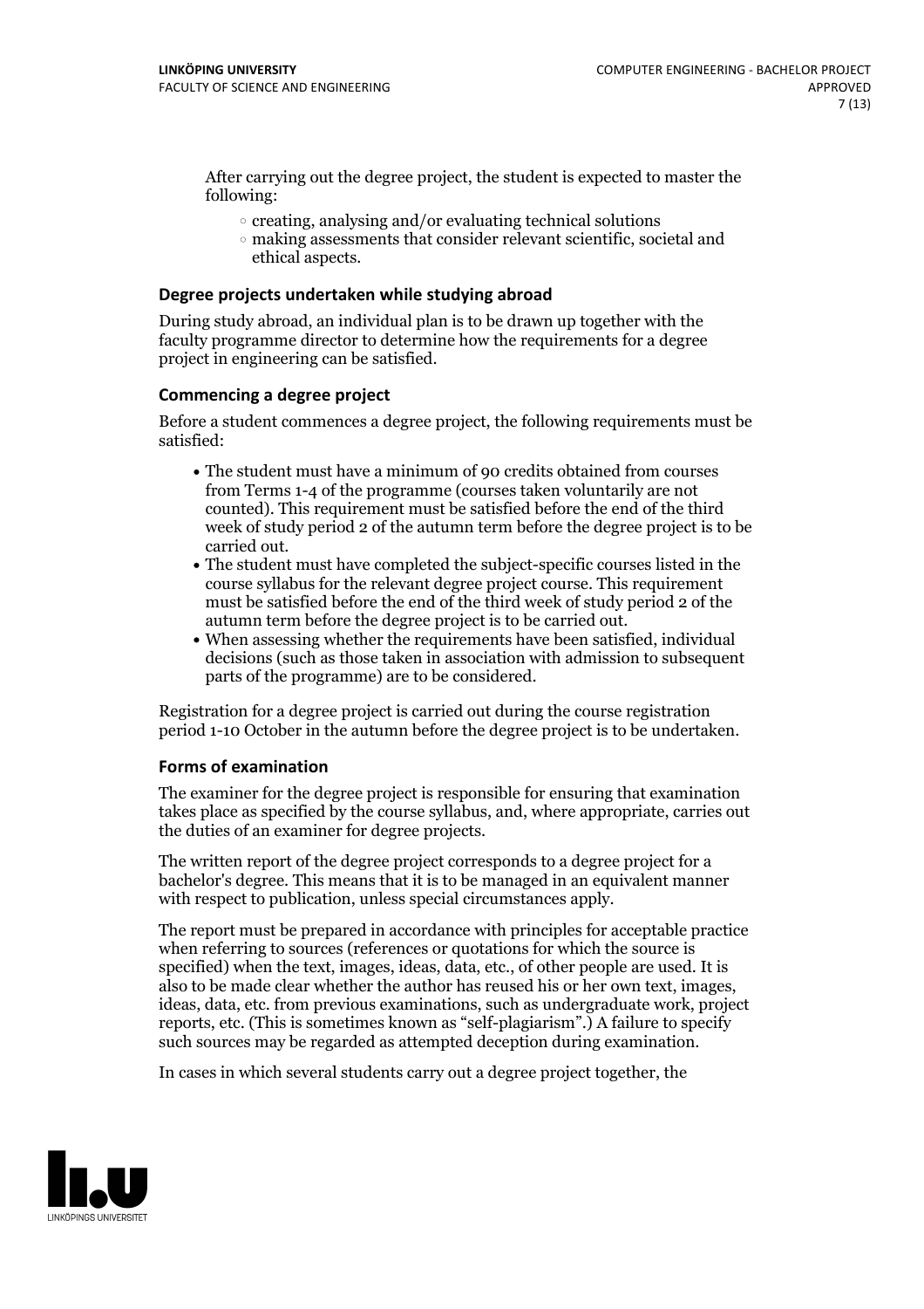After carrying out the degree project, the student is expected to master the following:

- creating, analysing and/or evaluating technical solutions
- making assessments that consider relevant scientific, societal and ethical aspects.

### Degree projects undertaken while studying abroad

During study abroad, an individual plan is to be drawn up together with the faculty programme director to determine how the requirements for a degree project in engineering can be satisfied.

### Commencing a degree project

Before a student commences a degree project, the following requirements must be satisfied:

- The student must have a minimum of 90 credits obtained from courses from Terms 1-4 of the programme (courses taken voluntarily are not counted). This requirement must be satisfied before the end of the third week of study period 2 of the autumn term before the degree project is to be carried out.
- The student must have completed the subject-specific courses listed in the course syllabus for the relevant degree project course. This requirement must be satisfied before the end of the third week of study period 2 of the autumn term before the degree project is to be carried out.
- When assessing whether the requirements have been satisfied, individual decisions (such as those taken in association with admission to subsequent parts of the programme) are to be considered.

Registration for a degree project is carried out during the course registration period 1-10 October in the autumn before the degree project is to be undertaken.

### Forms of examination

The examiner for the degree project is responsible for ensuring that examination takes place as specified by the course syllabus, and, where appropriate, carries out the duties of an examiner for degree projects.

The written report of the degree project corresponds to a degree project for a bachelor's degree. This means that it is to be managed in an equivalent manner with respect to publication, unless special circumstances apply.

The report must be prepared in accordance with principles for acceptable practice when referring to sources (references or quotations for which the source is specified) when the text, images, ideas, data, etc., of other people are used. It is also to be made clear whether the author has reused his or her own text, images, ideas, data, etc. from previous examinations, such as undergraduate work, project reports, etc. (This is sometimes known as "self-plagiarism".) A failure to specify such sources may be regarded as attempted deception during examination.

In cases in which several students carry out a degree project together, the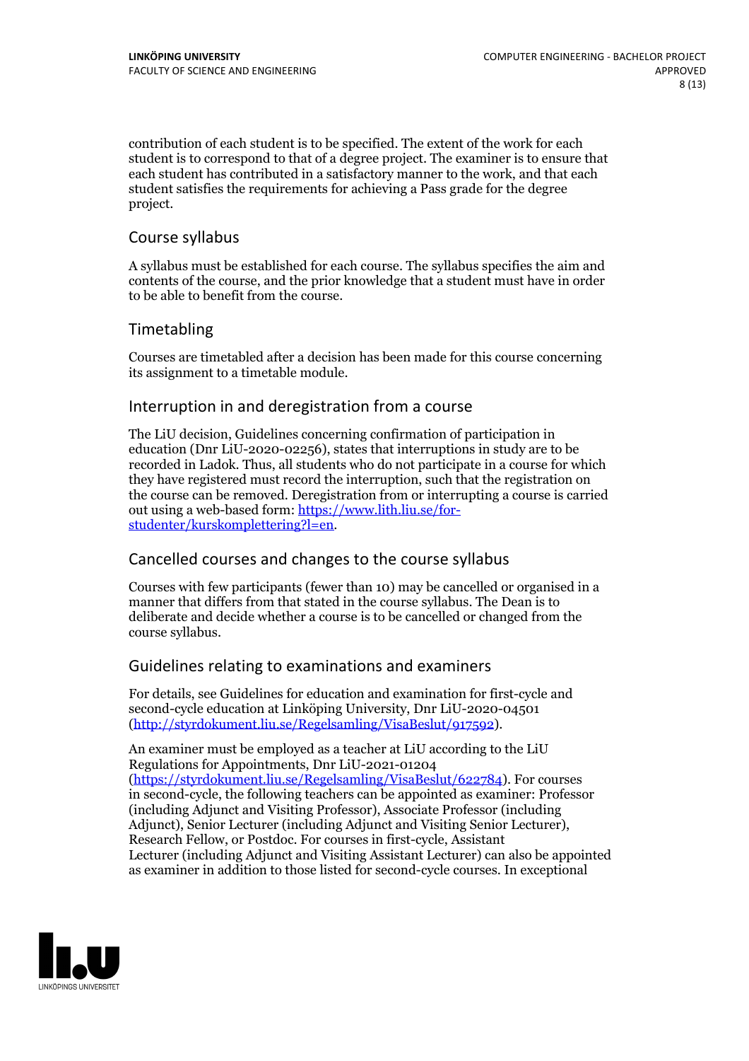contribution of each student is to be specified. The extent of the work for each student is to correspond to that of a degree project. The examiner is to ensure that each student has contributed in a satisfactory manner to the work, and that each student satisfies the requirements for achieving a Pass grade for the degree project.

## Course syllabus

A syllabus must be established for each course. The syllabus specifies the aim and contents of the course, and the prior knowledge that a student must have in order to be able to benefit from the course.

## Timetabling

Courses are timetabled after a decision has been made for this course concerning its assignment to a timetable module.

## Interruption in and deregistration from a course

The LiU decision, Guidelines concerning confirmation of participation in education (Dnr LiU-2020-02256), states that interruptions in study are to be recorded in Ladok. Thus, all students who do not participate in a course for which they have registered must record the interruption, such that the registration on the course can be removed. Deregistration from or interrupting a course is carried out using a web-based form: [https://www.lith.liu.se/for-studenter/kurskomplettering?l=en](https://www.lith.liu.se/for-studenter/kurskomplettering?l=en).

## Cancelled courses and changes to the course syllabus

Courses with few participants (fewer than 10) may be cancelled or organised in a manner that differs from that stated in the course syllabus. The Dean is to deliberate and decide whether a course is to be cancelled or changed from the course syllabus.

## Guidelines relating to examinations and examiners

For details, see Guidelines for education and examination for first-cycle and second-cycle education at Linköping University, Dnr LiU-2020-04501 ([http://styrdokument.liu.se/Regelsamling/VisaBeslut/917592](http://styrdokument.liu.se/Regelsamling/VisaBeslut/917592)).

An examiner must be employed as a teacher at LiU according to the LiU Regulations for Appointments, Dnr LiU-2021-01204 ([https://styrdokument.liu.se/Regelsamling/VisaBeslut/622784](https://styrdokument.liu.se/Regelsamling/VisaBeslut/622784)). For courses in second-cycle, the following teachers can be appointed as examiner: Professor (including Adjunct and Visiting Professor), Associate Professor (including Adjunct), Senior Lecturer (including Adjunct and Visiting Senior Lecturer), Research Fellow, or Postdoc. For courses in first-cycle, Assistant Lecturer (including Adjunct and Visiting Assistant Lecturer) can also be appointed as examiner in addition to those listed for second-cycle courses. In exceptional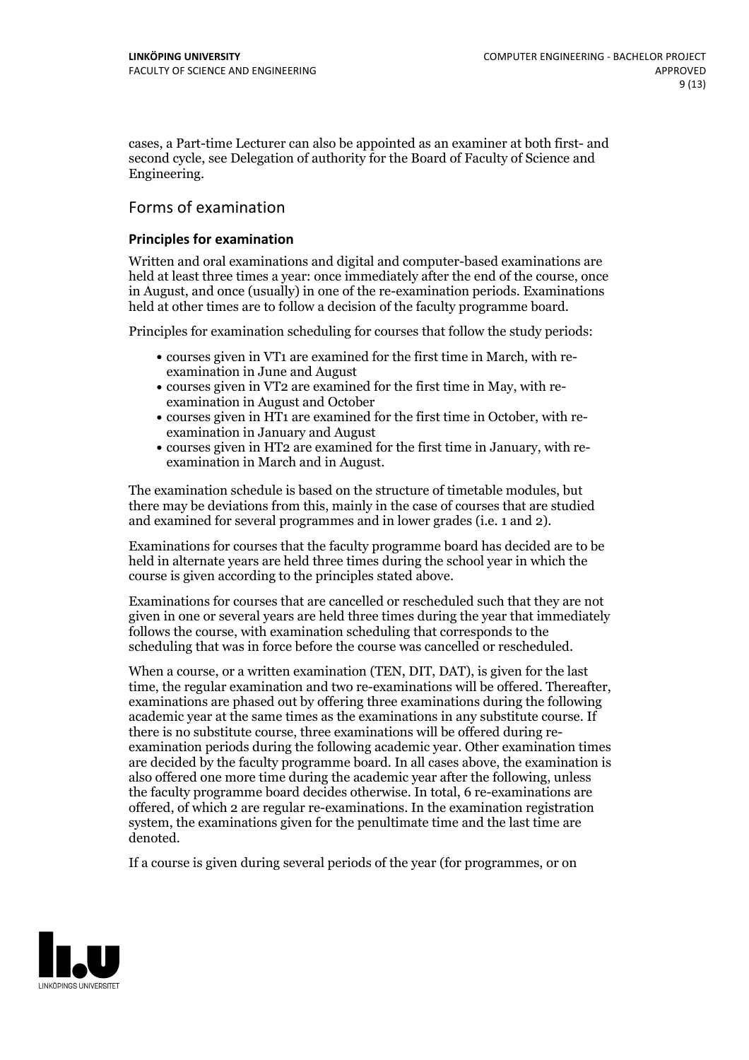cases, a Part-time Lecturer can also be appointed as an examiner at both first- and second cycle, see Delegation of authority for the Board of Faculty of Science and Engineering.

## Forms of examination

### Principles for examination

Written and oral examinations and digital and computer-based examinations are held at least three times a year: once immediately after the end of the course, once in August, and once (usually) in one of the re-examination periods. Examinations held at other times are to follow a decision of the faculty programme board.

Principles for examination scheduling for courses that follow the study periods:

- courses given in VT1 are examined for the first time in March, with re-examination in June and August
- courses given in VT2 are examined for the first time in May, with re-examination in August and October
- courses given in HT1 are examined for the first time in October, with re-examination in January and August
- courses given in HT2 are examined for the first time in January, with re-examination in March and in August.

The examination schedule is based on the structure of timetable modules, but there may be deviations from this, mainly in the case of courses that are studied and examined for several programmes and in lower grades (i.e. 1 and 2).

Examinations for courses that the faculty programme board has decided are to be held in alternate years are held three times during the school year in which the course is given according to the principles stated above.

Examinations for courses that are cancelled or rescheduled such that they are not given in one or several years are held three times during the year that immediately follows the course, with examination scheduling that corresponds to the scheduling that was in force before the course was cancelled or rescheduled.

When a course, or a written examination (TEN, DIT, DAT), is given for the last time, the regular examination and two re-examinations will be offered. Thereafter, examinations are phased out by offering three examinations during the following academic year at the same times as the examinations in any substitute course. If there is no substitute course, three examinations will be offered during re-examination periods during the following academic year. Other examination times are decided by the faculty programme board. In all cases above, the examination is also offered one more time during the academic year after the following, unless the faculty programme board decides otherwise. In total, 6 re-examinations are offered, of which 2 are regular re-examinations. In the examination registration system, the examinations given for the penultimate time and the last time are denoted.

If a course is given during several periods of the year (for programmes, or on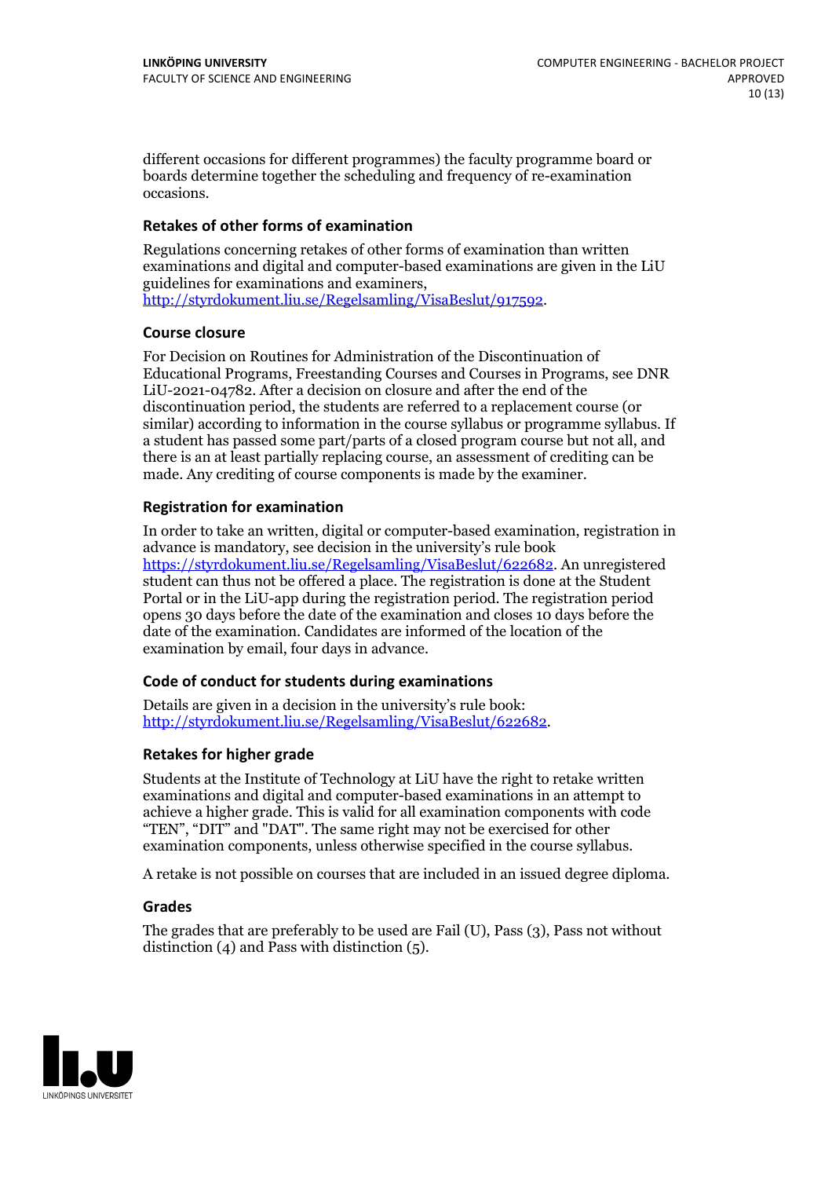different occasions for different programmes) the faculty programme board or boards determine together the scheduling and frequency of re-examination occasions.

### Retakes of other forms of examination

Regulations concerning retakes of other forms of examination than written examinations and digital and computer-based examinations are given in the LiU guidelines for examinations and examiners, http://styrdokument.liu.se/Regelsamling/VisaBeslut/917592.

### Course closure

For Decision on Routines for Administration of the Discontinuation of Educational Programs, Freestanding Courses and Courses in Programs, see DNR LiU-2021-04782. After a decision on closure and after the end of the discontinuation period, the students are referred to a replacement course (or similar) according to information in the course syllabus or programme syllabus. If a student has passed some part/parts of a closed program course but not all, and there is an at least partially replacing course, an assessment of crediting can be made. Any crediting of course components is made by the examiner.

### Registration for examination

In order to take an written, digital or computer-based examination, registration in advance is mandatory, see decision in the university's rule book https://styrdokument.liu.se/Regelsamling/VisaBeslut/622682. An unregistered student can thus not be offered a place. The registration is done at the Student Portal or in the LiU-app during the registration period. The registration period opens 30 days before the date of the examination and closes 10 days before the date of the examination. Candidates are informed of the location of the examination by email, four days in advance.

### Code of conduct for students during examinations

Details are given in a decision in the university's rule book: http://styrdokument.liu.se/Regelsamling/VisaBeslut/622682.

### Retakes for higher grade

Students at the Institute of Technology at LiU have the right to retake written examinations and digital and computer-based examinations in an attempt to achieve a higher grade. This is valid for all examination components with code "TEN", "DIT" and "DAT". The same right may not be exercised for other examination components, unless otherwise specified in the course syllabus.

A retake is not possible on courses that are included in an issued degree diploma.

### Grades

The grades that are preferably to be used are Fail (U), Pass (3), Pass not without distinction (4) and Pass with distinction (5).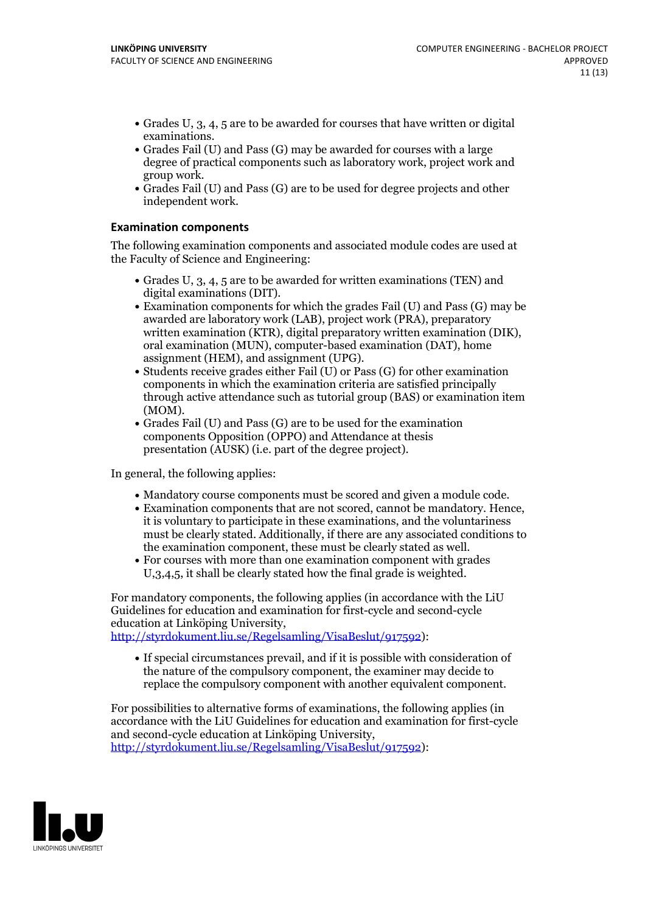- Grades U, 3, 4, 5 are to be awarded for courses that have written or digital examinations.
- Grades Fail (U) and Pass (G) may be awarded for courses with a large degree of practical components such as laboratory work, project work and group work.
- Grades Fail (U) and Pass (G) are to be used for degree projects and other independent work.

### Examination components

The following examination components and associated module codes are used at the Faculty of Science and Engineering:

- Grades U, 3, 4, 5 are to be awarded for written examinations (TEN) and digital examinations (DIT).
- Examination components for which the grades Fail (U) and Pass (G) may be awarded are laboratory work (LAB), project work (PRA), preparatory written examination (KTR), digital preparatory written examination (DIK), oral examination (MUN), computer-based examination (DAT), home assignment (HEM), and assignment (UPG).
- Students receive grades either Fail (U) or Pass (G) for other examination components in which the examination criteria are satisfied principally through active attendance such as tutorial group (BAS) or examination item (MOM).
- Grades Fail (U) and Pass (G) are to be used for the examination components Opposition (OPPO) and Attendance at thesis presentation (AUSK) (i.e. part of the degree project).

In general, the following applies:

- Mandatory course components must be scored and given a module code.
- Examination components that are not scored, cannot be mandatory. Hence, it is voluntary to participate in these examinations, and the voluntariness must be clearly stated. Additionally, if there are any associated conditions to the examination component, these must be clearly stated as well.
- For courses with more than one examination component with grades U,3,4,5, it shall be clearly stated how the final grade is weighted.

For mandatory components, the following applies (in accordance with the LiU Guidelines for education and examination for first-cycle and second-cycle education at Linköping University, http://styrdokument.liu.se/Regelsamling/VisaBeslut/917592):

- If special circumstances prevail, and if it is possible with consideration of the nature of the compulsory component, the examiner may decide to replace the compulsory component with another equivalent component.

For possibilities to alternative forms of examinations, the following applies (in accordance with the LiU Guidelines for education and examination for first-cycle and second-cycle education at Linköping University, http://styrdokument.liu.se/Regelsamling/VisaBeslut/917592):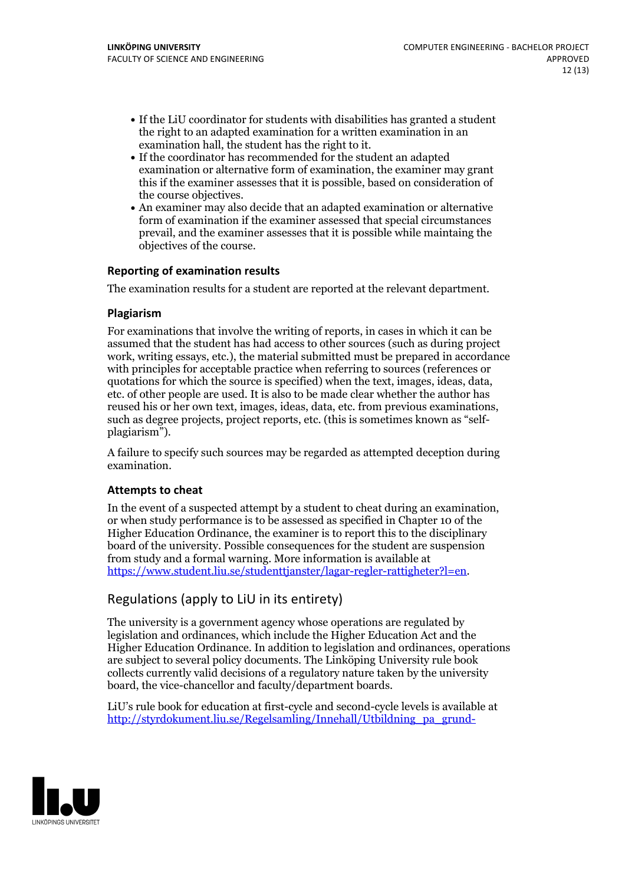- If the LiU coordinator for students with disabilities has granted a student the right to an adapted examination for a written examination in an examination hall, the student has the right to it.
- If the coordinator has recommended for the student an adapted examination or alternative form of examination, the examiner may grant this if the examiner assesses that it is possible, based on consideration of the course objectives.
- An examiner may also decide that an adapted examination or alternative form of examination if the examiner assessed that special circumstances prevail, and the examiner assesses that it is possible while maintaining the objectives of the course.

### Reporting of examination results

The examination results for a student are reported at the relevant department.

### Plagiarism

For examinations that involve the writing of reports, in cases in which it can be assumed that the student has had access to other sources (such as during project work, writing essays, etc.), the material submitted must be prepared in accordance with principles for acceptable practice when referring to sources (references or quotations for which the source is specified) when the text, images, ideas, data, etc. of other people are used. It is also to be made clear whether the author has reused his or her own text, images, ideas, data, etc. from previous examinations, such as degree projects, project reports, etc. (this is sometimes known as "self-plagiarism").

A failure to specify such sources may be regarded as attempted deception during examination.

### Attempts to cheat

In the event of a suspected attempt by a student to cheat during an examination, or when study performance is to be assessed as specified in Chapter 10 of the Higher Education Ordinance, the examiner is to report this to the disciplinary board of the university. Possible consequences for the student are suspension from study and a formal warning. More information is available at https://www.student.liu.se/studenttjanster/lagar-regler-rattigheter?l=en.

## Regulations (apply to LiU in its entirety)

The university is a government agency whose operations are regulated by legislation and ordinances, which include the Higher Education Act and the Higher Education Ordinance. In addition to legislation and ordinances, operations are subject to several policy documents. The Linköping University rule book collects currently valid decisions of a regulatory nature taken by the university board, the vice-chancellor and faculty/department boards.

LiU's rule book for education at first-cycle and second-cycle levels is available at http://styrdokument.liu.se/Regelsamling/Innehall/Utbildning_pa_grund-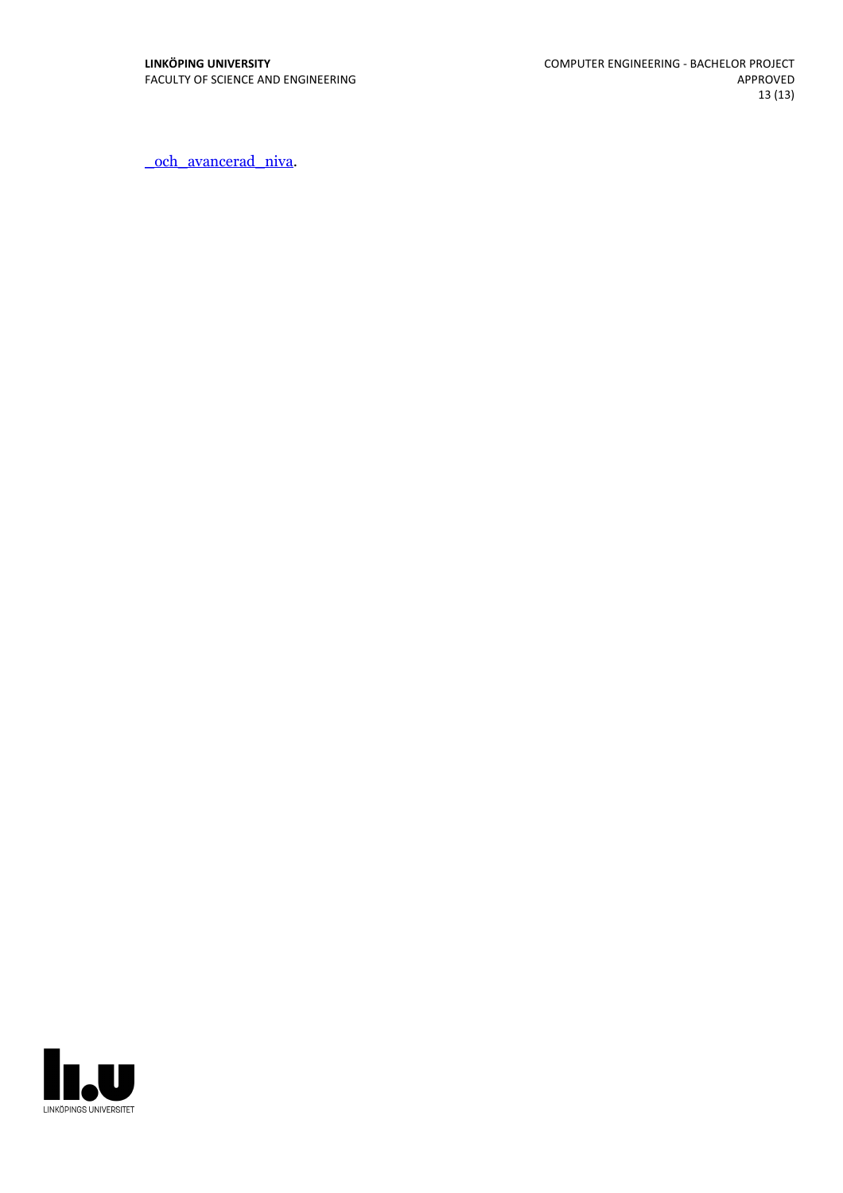_och_avancerad_niva.